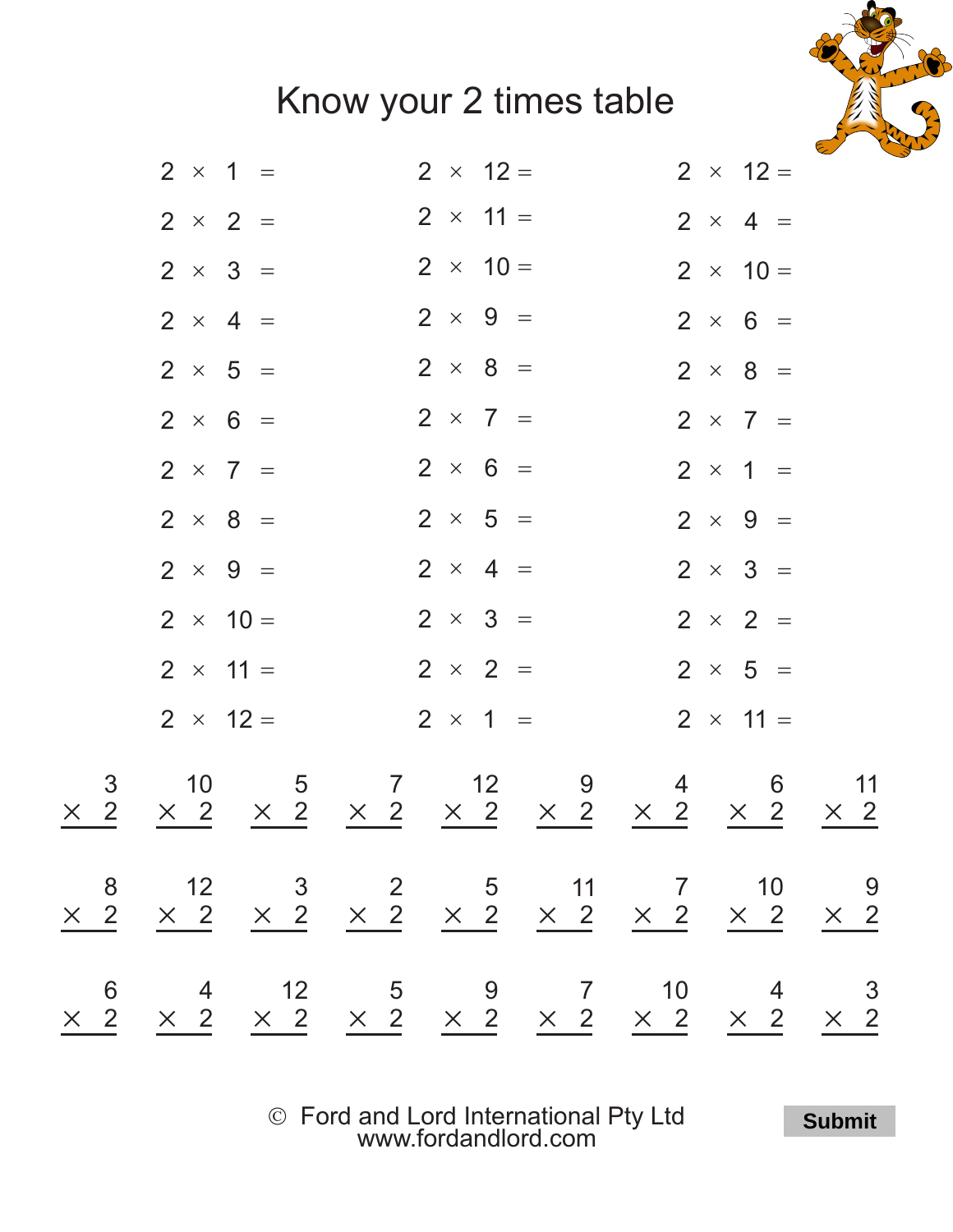# Know your 2 times table

| | | |
|---|---|---|
| $2 \times 1 =$ | $2 \times 12 =$ | $2 \times 12 =$ |
| $2 \times 2 =$ | $2 \times 11 =$ | $2 \times 4 =$ |
| $2 \times 3 =$ | $2 \times 10 =$ | $2 \times 10 =$ |
| $2 \times 4 =$ | $2 \times 9 =$ | $2 \times 6 =$ |
| $2 \times 5 =$ | $2 \times 8 =$ | $2 \times 8 =$ |
| $2 \times 6 =$ | $2 \times 7 =$ | $2 \times 7 =$ |
| $2 \times 7 =$ | $2 \times 6 =$ | $2 \times 1 =$ |
| $2 \times 8 =$ | $2 \times 5 =$ | $2 \times 9 =$ |
| $2 \times 9 =$ | $2 \times 4 =$ | $2 \times 3 =$ |
| $2 \times 10 =$ | $2 \times 3 =$ | $2 \times 2 =$ |
| $2 \times 11 =$ | $2 \times 2 =$ | $2 \times 5 =$ |
| $2 \times 12 =$ | $2 \times 1 =$ | $2 \times 11 =$ |

| | | | | | | | | |
|---|---|---|---|---|---|---|---|---|
| $3 \times 2$ | $10 \times 2$ | $5 \times 2$ | $7 \times 2$ | $12 \times 2$ | $9 \times 2$ | $4 \times 2$ | $6 \times 2$ | $11 \times 2$ |
| $8 \times 2$ | $12 \times 2$ | $3 \times 2$ | $2 \times 2$ | $5 \times 2$ | $11 \times 2$ | $7 \times 2$ | $10 \times 2$ | $9 \times 2$ |
| $6 \times 2$ | $4 \times 2$ | $12 \times 2$ | $5 \times 2$ | $9 \times 2$ | $7 \times 2$ | $10 \times 2$ | $4 \times 2$ | $3 \times 2$ |

© Ford and Lord International Pty Ltd
www.fordandlord.com

**Submit**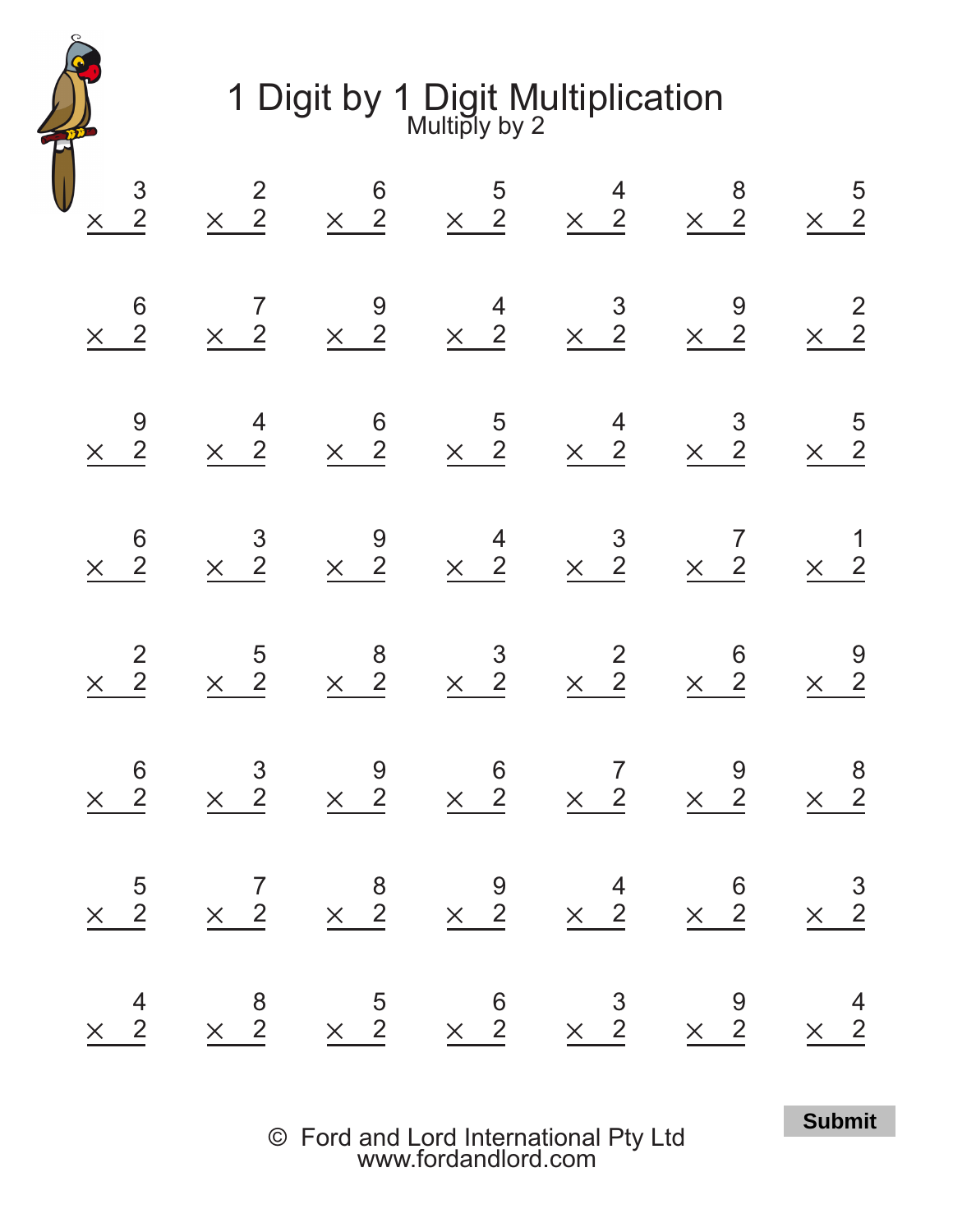# 1 Digit by 1 Digit Multiplication

Multiply by 2

| | | | | | | |
|---|---|---|---|---|---|---|
| $3 \times 2$ | $2 \times 2$ | $6 \times 2$ | $5 \times 2$ | $4 \times 2$ | $8 \times 2$ | $5 \times 2$ |
| $6 \times 2$ | $7 \times 2$ | $9 \times 2$ | $4 \times 2$ | $3 \times 2$ | $9 \times 2$ | $2 \times 2$ |
| $9 \times 2$ | $4 \times 2$ | $6 \times 2$ | $5 \times 2$ | $4 \times 2$ | $3 \times 2$ | $5 \times 2$ |
| $6 \times 2$ | $3 \times 2$ | $9 \times 2$ | $4 \times 2$ | $3 \times 2$ | $7 \times 2$ | $1 \times 2$ |
| $2 \times 2$ | $5 \times 2$ | $8 \times 2$ | $3 \times 2$ | $2 \times 2$ | $6 \times 2$ | $9 \times 2$ |
| $6 \times 2$ | $3 \times 2$ | $9 \times 2$ | $6 \times 2$ | $7 \times 2$ | $9 \times 2$ | $8 \times 2$ |
| $5 \times 2$ | $7 \times 2$ | $8 \times 2$ | $9 \times 2$ | $4 \times 2$ | $6 \times 2$ | $3 \times 2$ |
| $4 \times 2$ | $8 \times 2$ | $5 \times 2$ | $6 \times 2$ | $3 \times 2$ | $9 \times 2$ | $4 \times 2$ |

Submit

© Ford and Lord International Pty Ltd
www.fordandlord.com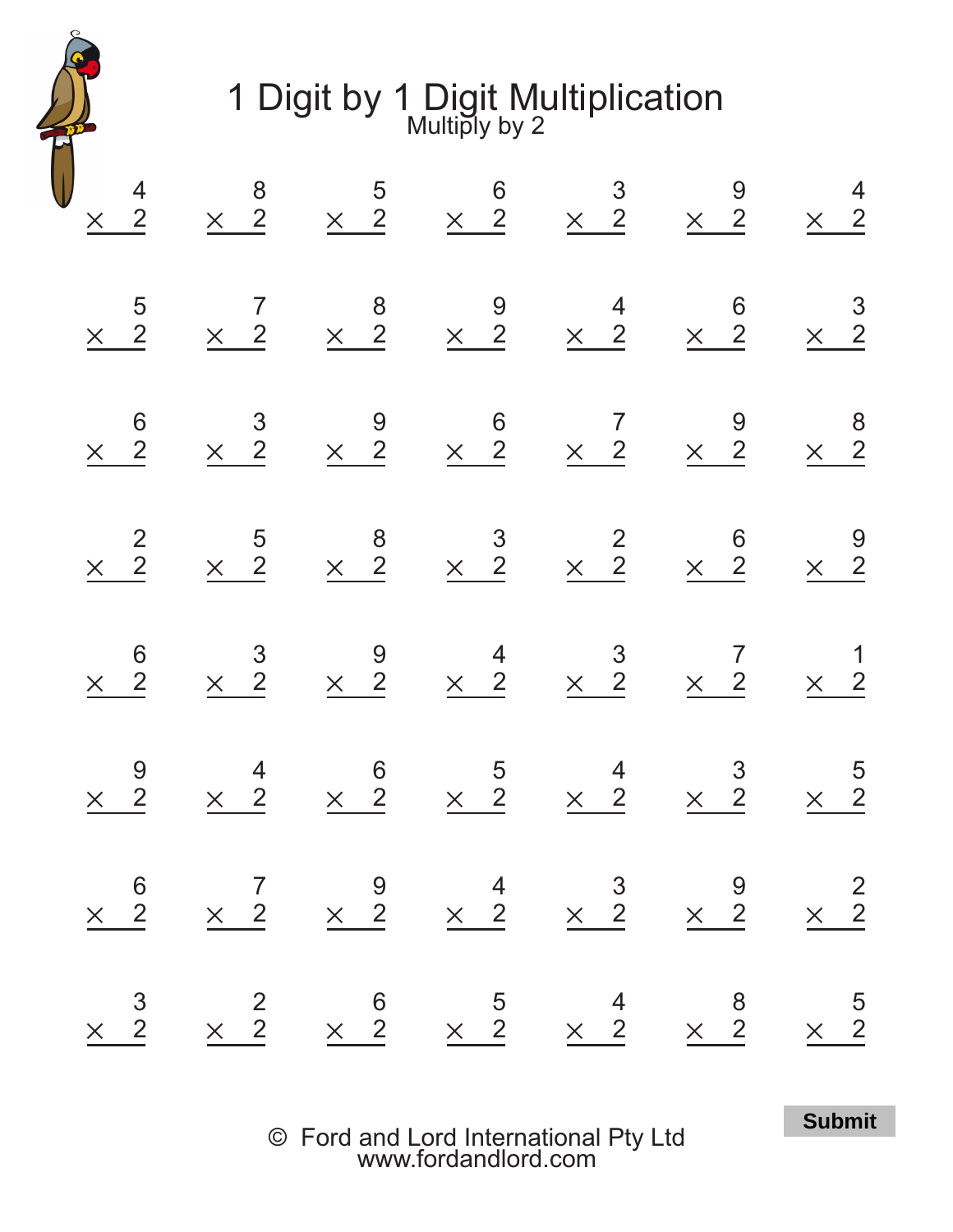# 1 Digit by 1 Digit Multiplication

Multiply by 2

| | | | | | | |
|---|---|---|---|---|---|---|
| $4 \times 2$ | $8 \times 2$ | $5 \times 2$ | $6 \times 2$ | $3 \times 2$ | $9 \times 2$ | $4 \times 2$ |
| $5 \times 2$ | $7 \times 2$ | $8 \times 2$ | $9 \times 2$ | $4 \times 2$ | $6 \times 2$ | $3 \times 2$ |
| $6 \times 2$ | $3 \times 2$ | $9 \times 2$ | $6 \times 2$ | $7 \times 2$ | $9 \times 2$ | $8 \times 2$ |
| $2 \times 2$ | $5 \times 2$ | $8 \times 2$ | $3 \times 2$ | $2 \times 2$ | $6 \times 2$ | $9 \times 2$ |
| $6 \times 2$ | $3 \times 2$ | $9 \times 2$ | $4 \times 2$ | $3 \times 2$ | $7 \times 2$ | $1 \times 2$ |
| $9 \times 2$ | $4 \times 2$ | $6 \times 2$ | $5 \times 2$ | $4 \times 2$ | $3 \times 2$ | $5 \times 2$ |
| $6 \times 2$ | $7 \times 2$ | $9 \times 2$ | $4 \times 2$ | $3 \times 2$ | $9 \times 2$ | $2 \times 2$ |
| $3 \times 2$ | $2 \times 2$ | $6 \times 2$ | $5 \times 2$ | $4 \times 2$ | $8 \times 2$ | $5 \times 2$ |

**Submit**

© Ford and Lord International Pty Ltd
www.fordandlord.com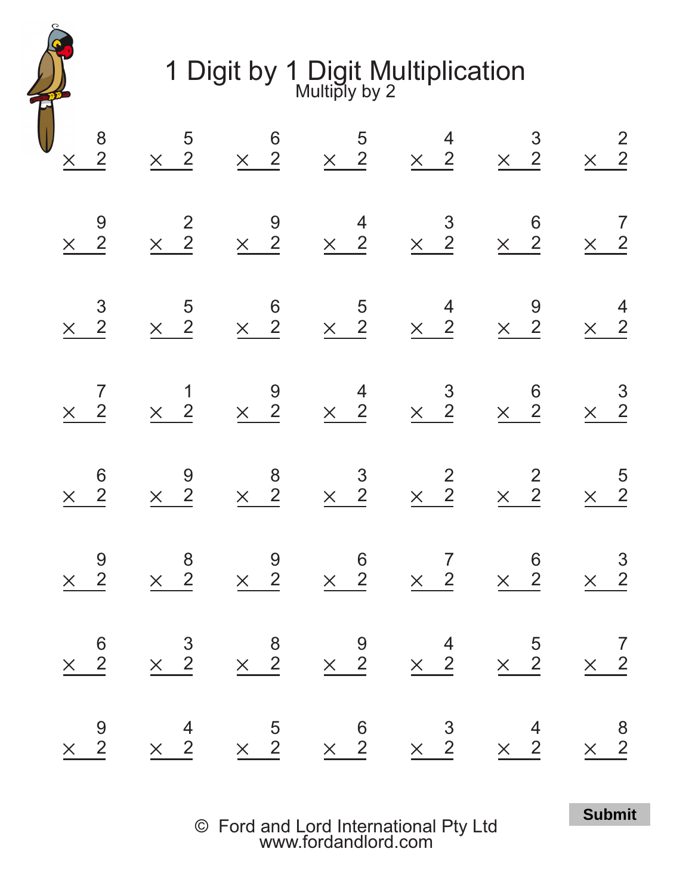# 1 Digit by 1 Digit Multiplication

Multiply by 2

| | | | | | | |
|---|---|---|---|---|---|---|
| $8 \times 2$ | $5 \times 2$ | $6 \times 2$ | $5 \times 2$ | $4 \times 2$ | $3 \times 2$ | $2 \times 2$ |
| $9 \times 2$ | $2 \times 2$ | $9 \times 2$ | $4 \times 2$ | $3 \times 2$ | $6 \times 2$ | $7 \times 2$ |
| $3 \times 2$ | $5 \times 2$ | $6 \times 2$ | $5 \times 2$ | $4 \times 2$ | $9 \times 2$ | $4 \times 2$ |
| $7 \times 2$ | $1 \times 2$ | $9 \times 2$ | $4 \times 2$ | $3 \times 2$ | $6 \times 2$ | $3 \times 2$ |
| $6 \times 2$ | $9 \times 2$ | $8 \times 2$ | $3 \times 2$ | $2 \times 2$ | $2 \times 2$ | $5 \times 2$ |
| $9 \times 2$ | $8 \times 2$ | $9 \times 2$ | $6 \times 2$ | $7 \times 2$ | $6 \times 2$ | $3 \times 2$ |
| $6 \times 2$ | $3 \times 2$ | $8 \times 2$ | $9 \times 2$ | $4 \times 2$ | $5 \times 2$ | $7 \times 2$ |
| $9 \times 2$ | $4 \times 2$ | $5 \times 2$ | $6 \times 2$ | $3 \times 2$ | $4 \times 2$ | $8 \times 2$ |

Submit

© Ford and Lord International Pty Ltd
www.fordandlord.com